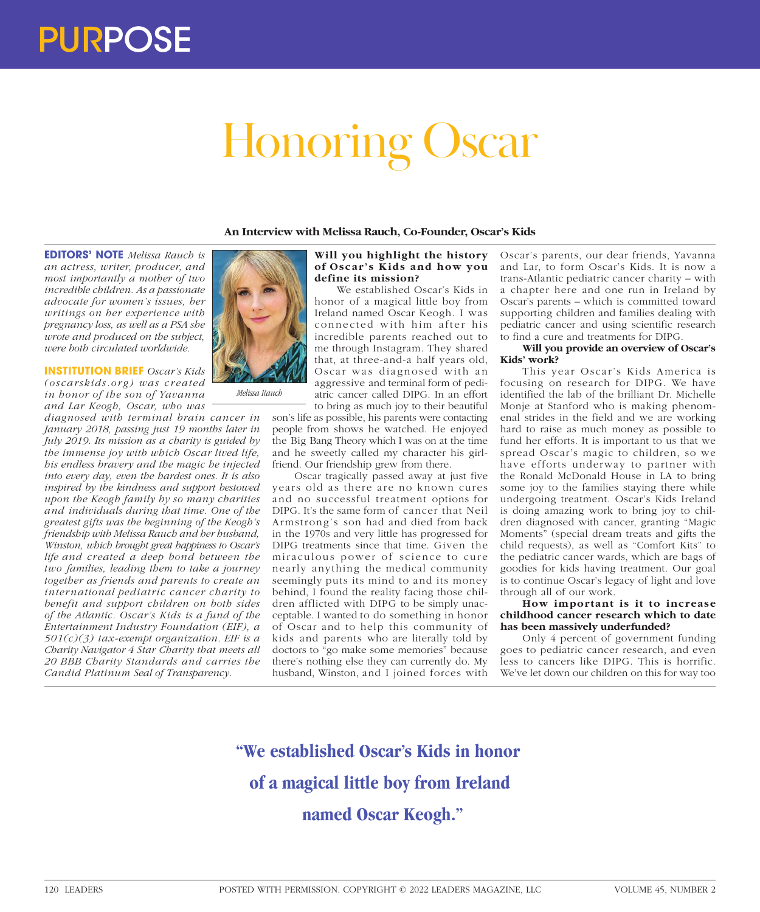# Honoring Oscar

**An Interview with Melissa Rauch, Co-Founder, Oscar's Kids**

**EDITORS' NOTE** *Melissa Rauch is an actress, writer, producer, and most importantly a mother of two incredible children. As a passionate advocate for women's issues, her writings on her experience with pregnancy loss, as well as a PSA she wrote and produced on the subject, were both circulated worldwide.*

**INSTITUTION BRIEF** *Oscar's Kids (oscarskids.org) was created in honor of the son of Yavanna and Lar Keogh, Oscar, who was diagnosed with terminal brain cancer in January 2018, passing just 19 months later in July 2019. Its mission as a charity is guided by the immense joy with which Oscar lived life, his endless bravery and the magic he injected into every day, even the hardest ones. It is also inspired by the kindness and support bestowed upon the Keogh family by so many charities and individuals during that time. One of the greatest gifts was the beginning of the Keogh's friendship with Melissa Rauch and her husband, Winston, which brought great happiness to Oscar's life and created a deep bond between the two families, leading them to take a journey together as friends and parents to create an international pediatric cancer charity to benefit and support children on both sides of the Atlantic. Oscar's Kids is a fund of the Entertainment Industry Foundation (EIF), a 501(c)(3) tax-exempt organization. EIF is a Charity Navigator 4 Star Charity that meets all 20 BBB Charity Standards and carries the Candid Platinum Seal of Transparency.*

*Melissa Rauch*

**Will you highlight the history of Oscar's Kids and how you define its mission?**

We established Oscar's Kids in honor of a magical little boy from Ireland named Oscar Keogh. I was connected with him after his incredible parents reached out to me through Instagram. They shared that, at three-and-a half years old, Oscar was diagnosed with an aggressive and terminal form of pediatric cancer called DIPG. In an effort to bring as much joy to their beautiful son's life as possible, his parents were contacting people from shows he watched. He enjoyed the Big Bang Theory which I was on at the time and he sweetly called my character his girlfriend. Our friendship grew from there.

Oscar tragically passed away at just five years old as there are no known cures and no successful treatment options for DIPG. It's the same form of cancer that Neil Armstrong's son had and died from back in the 1970s and very little has progressed for DIPG treatments since that time. Given the miraculous power of science to cure nearly anything the medical community seemingly puts its mind to and its money behind, I found the reality facing those children afflicted with DIPG to be simply unacceptable. I wanted to do something in honor of Oscar and to help this community of kids and parents who are literally told by doctors to "go make some memories" because there's nothing else they can currently do. My husband, Winston, and I joined forces with Oscar's parents, our dear friends, Yavanna and Lar, to form Oscar's Kids. It is now a trans-Atlantic pediatric cancer charity – with a chapter here and one run in Ireland by Oscar's parents – which is committed toward supporting children and families dealing with pediatric cancer and using scientific research to find a cure and treatments for DIPG.

**Will you provide an overview of Oscar's Kids' work?**

This year Oscar's Kids America is focusing on research for DIPG. We have identified the lab of the brilliant Dr. Michelle Monje at Stanford who is making phenomenal strides in the field and we are working hard to raise as much money as possible to fund her efforts. It is important to us that we spread Oscar's magic to children, so we have efforts underway to partner with the Ronald McDonald House in LA to bring some joy to the families staying there while undergoing treatment. Oscar's Kids Ireland is doing amazing work to bring joy to children diagnosed with cancer, granting "Magic Moments" (special dream treats and gifts the child requests), as well as "Comfort Kits" to the pediatric cancer wards, which are bags of goodies for kids having treatment. Our goal is to continue Oscar's legacy of light and love through all of our work.

**How important is it to increase childhood cancer research which to date has been massively underfunded?**

Only 4 percent of government funding goes to pediatric cancer research, and even less to cancers like DIPG. This is horrific. We've let down our children on this for way too

> "We established Oscar's Kids in honor of a magical little boy from Ireland named Oscar Keogh."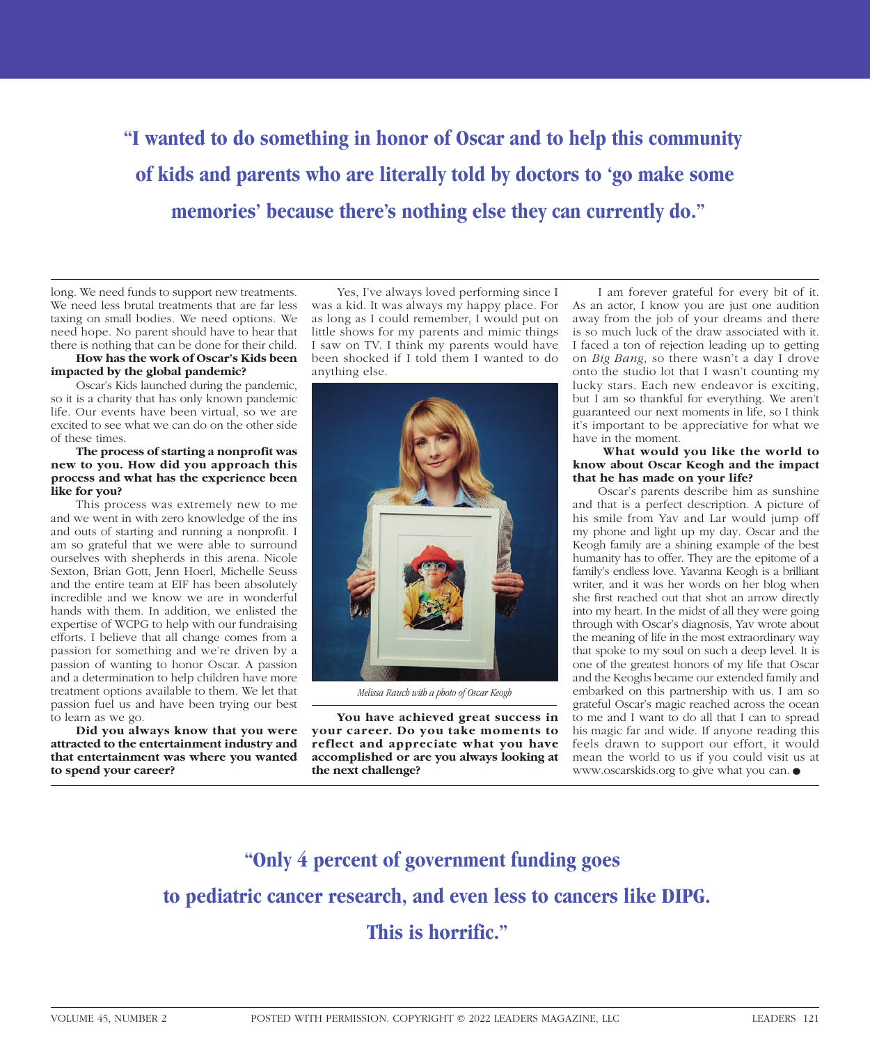"I wanted to do something in honor of Oscar and to help this community of kids and parents who are literally told by doctors to 'go make some memories' because there's nothing else they can currently do."

long. We need funds to support new treatments. We need less brutal treatments that are far less taxing on small bodies. We need options. We need hope. No parent should have to hear that there is nothing that can be done for their child.

**How has the work of Oscar's Kids been impacted by the global pandemic?**

Oscar's Kids launched during the pandemic, so it is a charity that has only known pandemic life. Our events have been virtual, so we are excited to see what we can do on the other side of these times.

**The process of starting a nonprofit was new to you. How did you approach this process and what has the experience been like for you?**

This process was extremely new to me and we went in with zero knowledge of the ins and outs of starting and running a nonprofit. I am so grateful that we were able to surround ourselves with shepherds in this arena. Nicole Sexton, Brian Gott, Jenn Hoerl, Michelle Seuss and the entire team at EIF has been absolutely incredible and we know we are in wonderful hands with them. In addition, we enlisted the expertise of WCPG to help with our fundraising efforts. I believe that all change comes from a passion for something and we're driven by a passion of wanting to honor Oscar. A passion and a determination to help children have more treatment options available to them. We let that passion fuel us and have been trying our best to learn as we go.

**Did you always know that you were attracted to the entertainment industry and that entertainment was where you wanted to spend your career?**

Yes, I've always loved performing since I was a kid. It was always my happy place. For as long as I could remember, I would put on little shows for my parents and mimic things I saw on TV. I think my parents would have been shocked if I told them I wanted to do anything else.

*Melissa Rauch with a photo of Oscar Keogh*

**You have achieved great success in your career. Do you take moments to reflect and appreciate what you have accomplished or are you always looking at the next challenge?**

I am forever grateful for every bit of it. As an actor, I know you are just one audition away from the job of your dreams and there is so much luck of the draw associated with it. I faced a ton of rejection leading up to getting on *Big Bang*, so there wasn't a day I drove onto the studio lot that I wasn't counting my lucky stars. Each new endeavor is exciting, but I am so thankful for everything. We aren't guaranteed our next moments in life, so I think it's important to be appreciative for what we have in the moment.

**What would you like the world to know about Oscar Keogh and the impact that he has made on your life?**

Oscar's parents describe him as sunshine and that is a perfect description. A picture of his smile from Yav and Lar would jump off my phone and light up my day. Oscar and the Keogh family are a shining example of the best humanity has to offer. They are the epitome of a family's endless love. Yavanna Keogh is a brilliant writer, and it was her words on her blog when she first reached out that shot an arrow directly into my heart. In the midst of all they were going through with Oscar's diagnosis, Yav wrote about the meaning of life in the most extraordinary way that spoke to my soul on such a deep level. It is one of the greatest honors of my life that Oscar and the Keoghs became our extended family and embarked on this partnership with us. I am so grateful Oscar's magic reached across the ocean to me and I want to do all that I can to spread his magic far and wide. If anyone reading this feels drawn to support our effort, it would mean the world to us if you could visit us at www.oscarskids.org to give what you can. ●

"Only 4 percent of government funding goes to pediatric cancer research, and even less to cancers like DIPG. This is horrific."